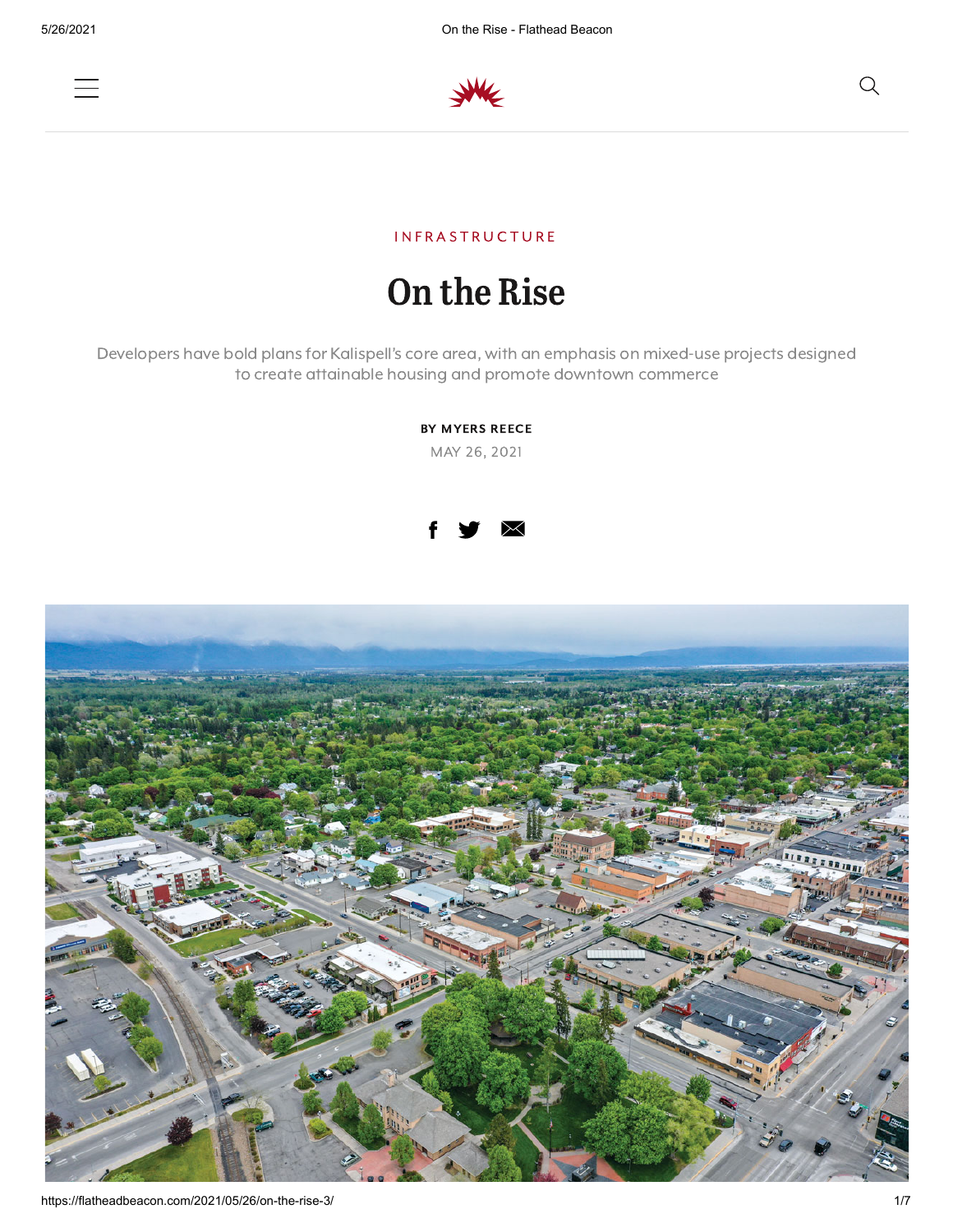INFRASTRUCTURE

# On the Rise

Developers have bold plans for Kalispell's core area, with an emphasis on mixed-use projects designed to create attainable housing and promote downtown commerce

**BY MYERS REECE**

MAY 26, 2021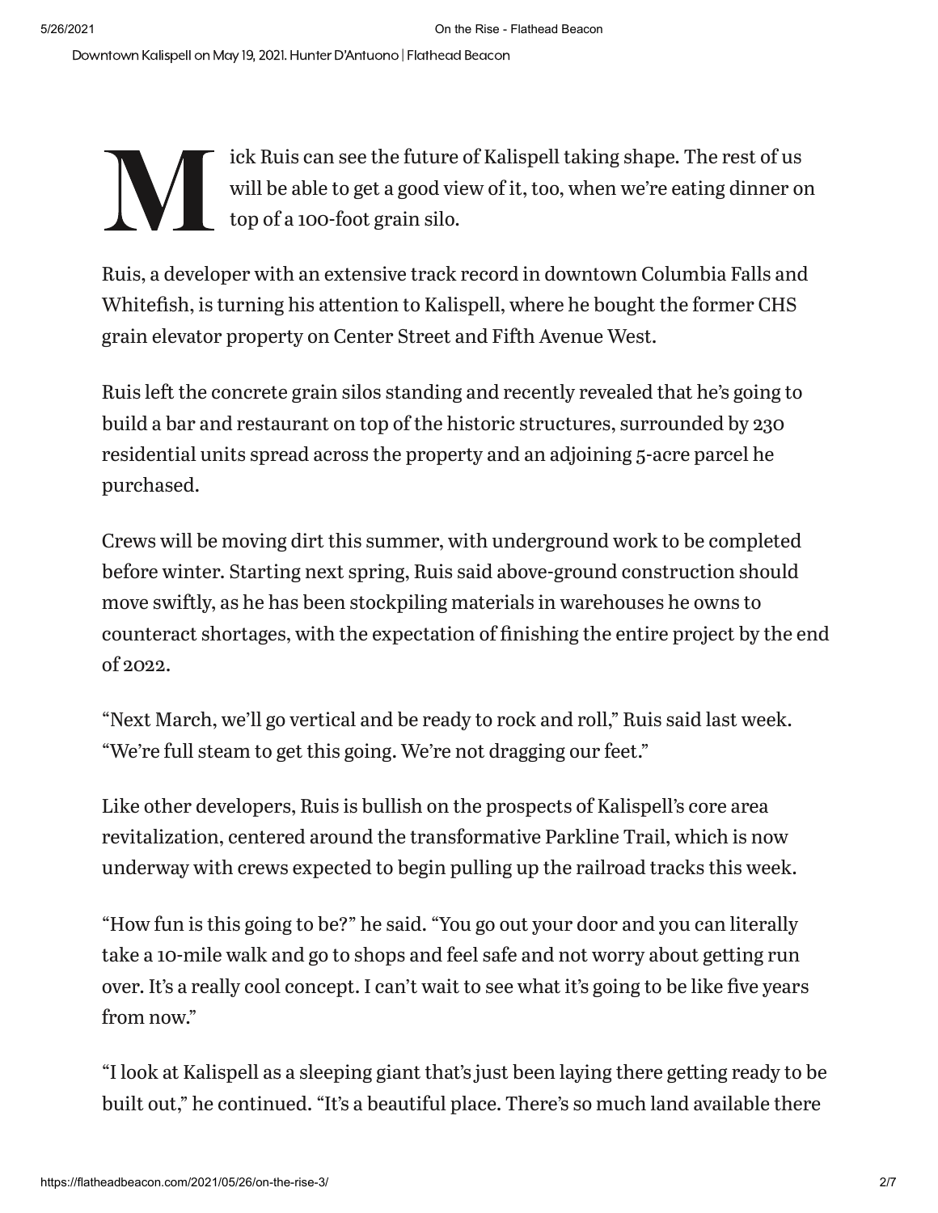Downtown Kalispell on May 19, 2021. Hunter D'Antuono | Flathead Beacon

Mick Ruis can see the future of Kalispell taking shape. The rest of us will be able to get a good view of it, too, when we're eating dinner on top of a 100-foot grain silo.

Ruis, a developer with an extensive track record in downtown Columbia Falls and Whitefish, is turning his attention to Kalispell, where he bought the former CHS grain elevator property on Center Street and Fifth Avenue West.

Ruis left the concrete grain silos standing and recently revealed that he's going to build a bar and restaurant on top of the historic structures, surrounded by 230 residential units spread across the property and an adjoining 5-acre parcel he purchased.

Crews will be moving dirt this summer, with underground work to be completed before winter. Starting next spring, Ruis said above-ground construction should move swiftly, as he has been stockpiling materials in warehouses he owns to counteract shortages, with the expectation of finishing the entire project by the end of 2022.

"Next March, we'll go vertical and be ready to rock and roll," Ruis said last week. "We're full steam to get this going. We're not dragging our feet."

Like other developers, Ruis is bullish on the prospects of Kalispell's core area revitalization, centered around the transformative Parkline Trail, which is now underway with crews expected to begin pulling up the railroad tracks this week.

"How fun is this going to be?" he said. "You go out your door and you can literally take a 10-mile walk and go to shops and feel safe and not worry about getting run over. It's a really cool concept. I can't wait to see what it's going to be like five years from now."

"I look at Kalispell as a sleeping giant that's just been laying there getting ready to be built out," he continued. "It's a beautiful place. There's so much land available there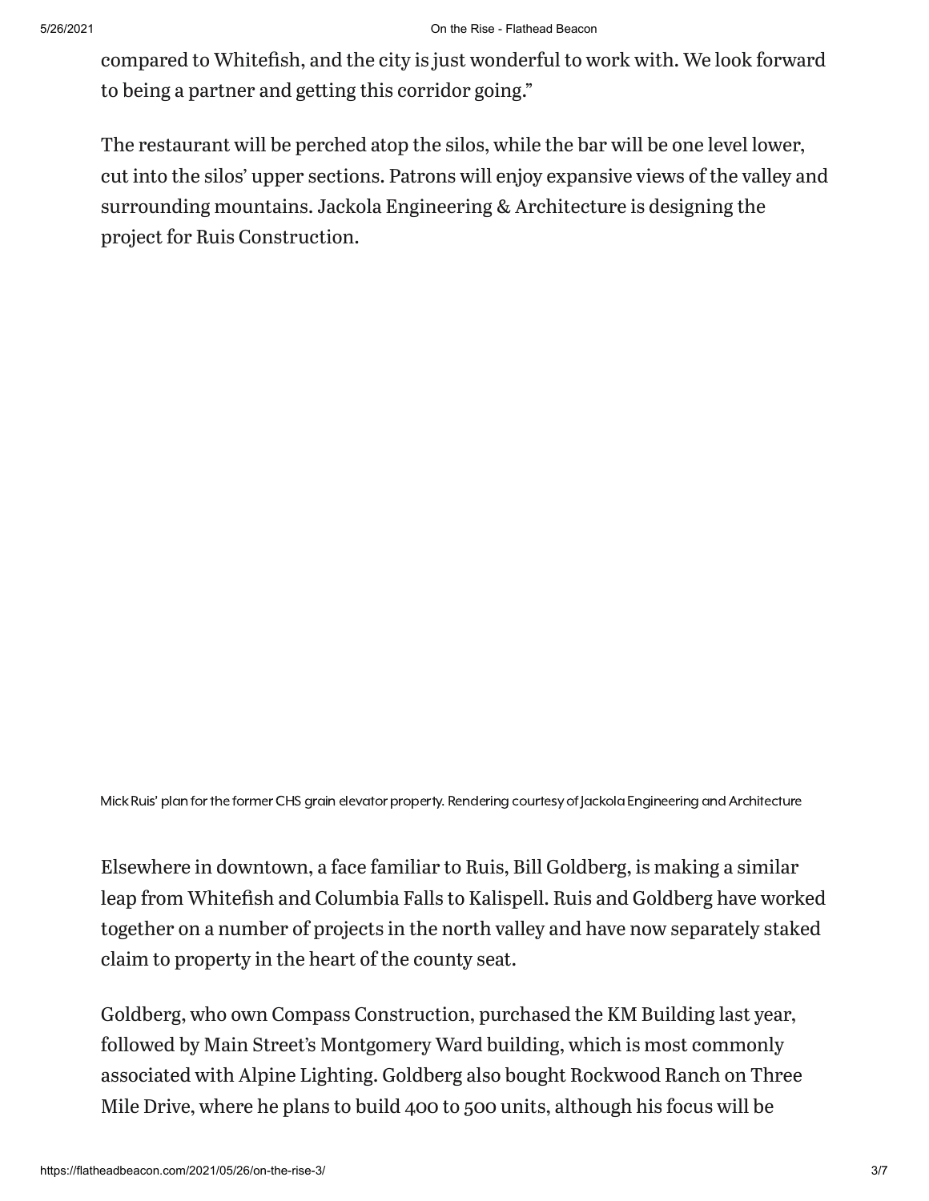compared to Whitefish, and the city is just wonderful to work with. We look forward to being a partner and getting this corridor going."

The restaurant will be perched atop the silos, while the bar will be one level lower, cut into the silos' upper sections. Patrons will enjoy expansive views of the valley and surrounding mountains. Jackola Engineering & Architecture is designing the project for Ruis Construction.

Mick Ruis' plan for the former CHS grain elevator property. Rendering courtesy of Jackola Engineering and Architecture

Elsewhere in downtown, a face familiar to Ruis, Bill Goldberg, is making a similar leap from Whitefish and Columbia Falls to Kalispell. Ruis and Goldberg have worked together on a number of projects in the north valley and have now separately staked claim to property in the heart of the county seat.

Goldberg, who own Compass Construction, purchased the KM Building last year, followed by Main Street's Montgomery Ward building, which is most commonly associated with Alpine Lighting. Goldberg also bought Rockwood Ranch on Three Mile Drive, where he plans to build 400 to 500 units, although his focus will be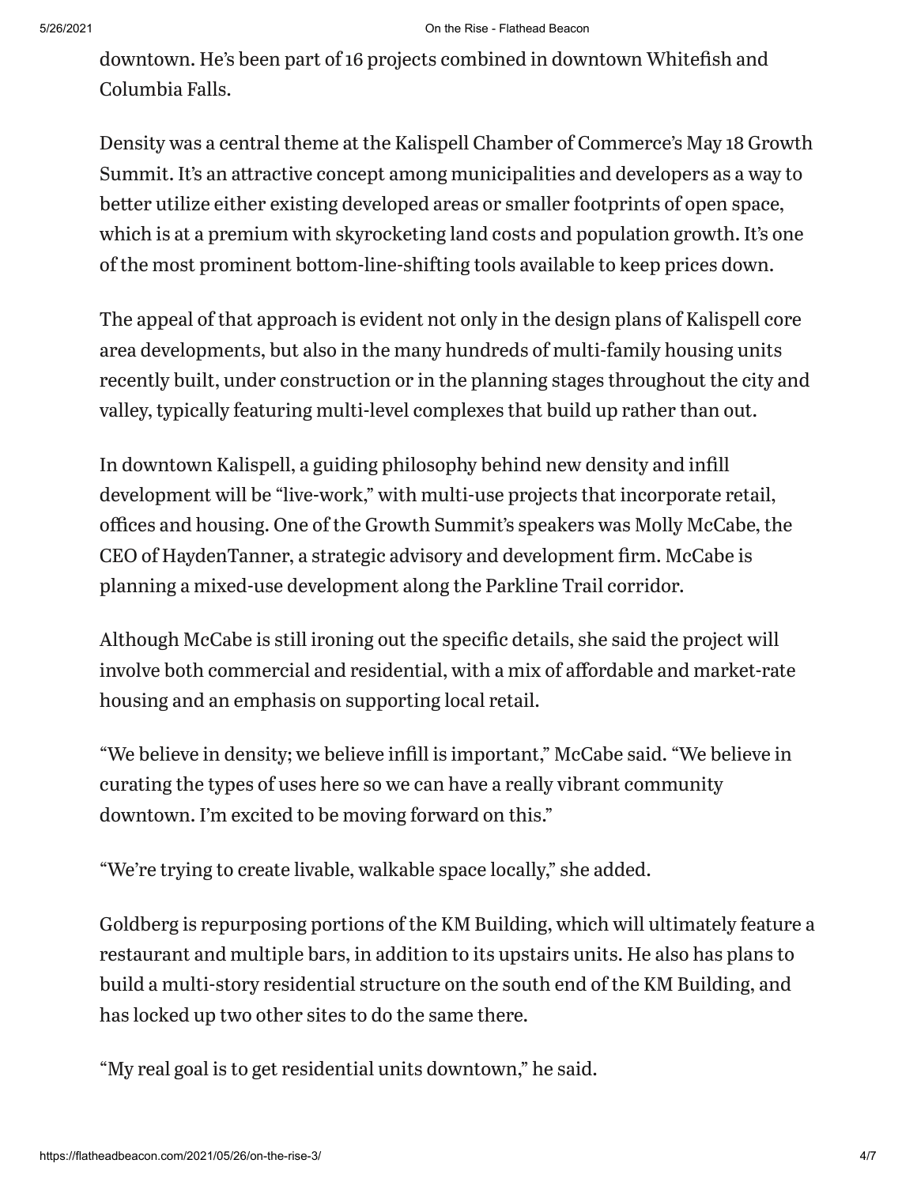downtown. He's been part of 16 projects combined in downtown Whitefish and Columbia Falls.

Density was a central theme at the Kalispell Chamber of Commerce's May 18 Growth Summit. It's an attractive concept among municipalities and developers as a way to better utilize either existing developed areas or smaller footprints of open space, which is at a premium with skyrocketing land costs and population growth. It's one of the most prominent bottom-line-shifting tools available to keep prices down.

The appeal of that approach is evident not only in the design plans of Kalispell core area developments, but also in the many hundreds of multi-family housing units recently built, under construction or in the planning stages throughout the city and valley, typically featuring multi-level complexes that build up rather than out.

In downtown Kalispell, a guiding philosophy behind new density and infill development will be "live-work," with multi-use projects that incorporate retail, offices and housing. One of the Growth Summit's speakers was Molly McCabe, the CEO of HaydenTanner, a strategic advisory and development firm. McCabe is planning a mixed-use development along the Parkline Trail corridor.

Although McCabe is still ironing out the specific details, she said the project will involve both commercial and residential, with a mix of affordable and market-rate housing and an emphasis on supporting local retail.

"We believe in density; we believe infill is important," McCabe said. "We believe in curating the types of uses here so we can have a really vibrant community downtown. I'm excited to be moving forward on this."

"We're trying to create livable, walkable space locally," she added.

Goldberg is repurposing portions of the KM Building, which will ultimately feature a restaurant and multiple bars, in addition to its upstairs units. He also has plans to build a multi-story residential structure on the south end of the KM Building, and has locked up two other sites to do the same there.

"My real goal is to get residential units downtown," he said.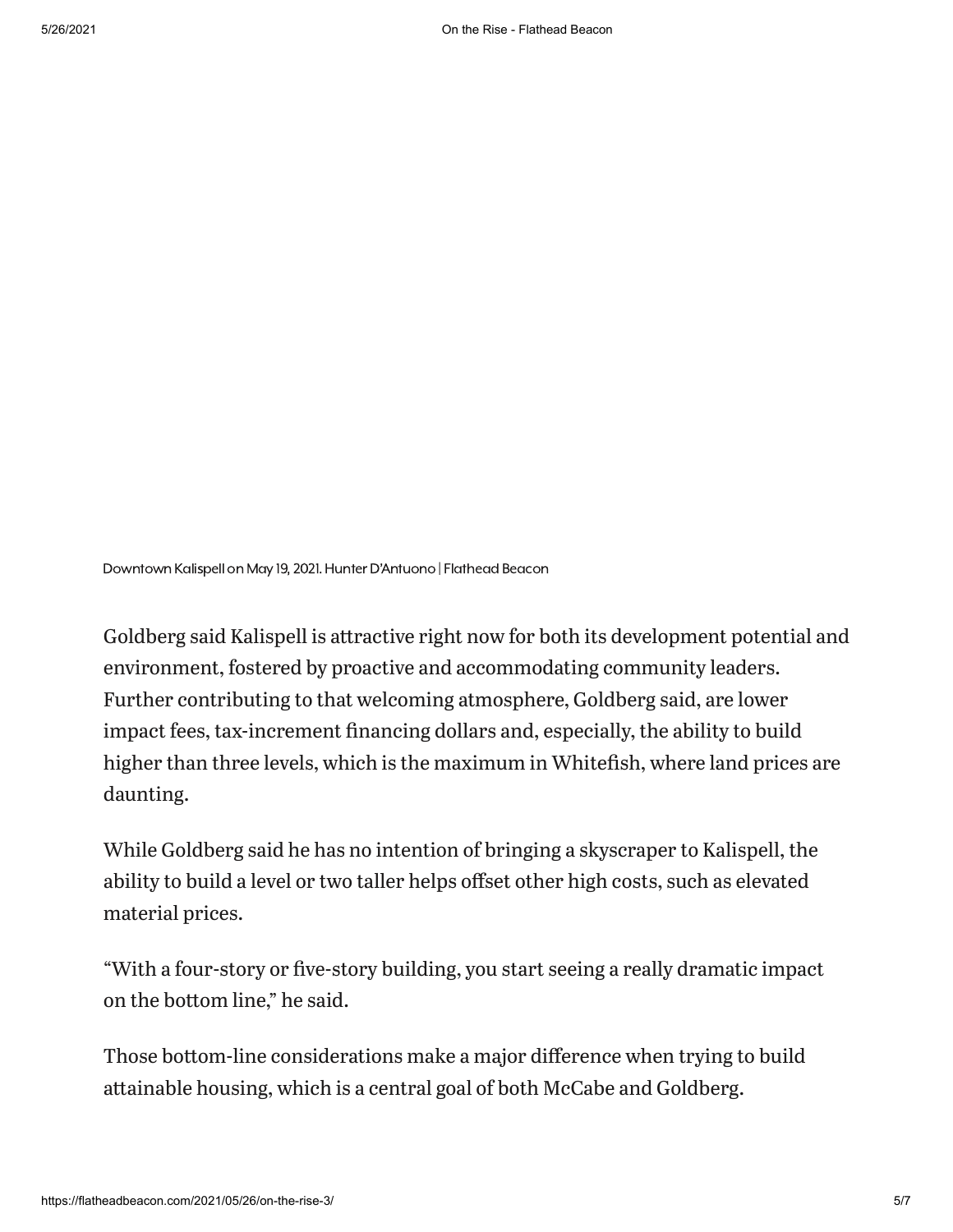Downtown Kalispell on May 19, 2021. Hunter D'Antuono | Flathead Beacon

Goldberg said Kalispell is attractive right now for both its development potential and environment, fostered by proactive and accommodating community leaders. Further contributing to that welcoming atmosphere, Goldberg said, are lower impact fees, tax-increment financing dollars and, especially, the ability to build higher than three levels, which is the maximum in Whitefish, where land prices are daunting.

While Goldberg said he has no intention of bringing a skyscraper to Kalispell, the ability to build a level or two taller helps offset other high costs, such as elevated material prices.

"With a four-story or five-story building, you start seeing a really dramatic impact on the bottom line," he said.

Those bottom-line considerations make a major difference when trying to build attainable housing, which is a central goal of both McCabe and Goldberg.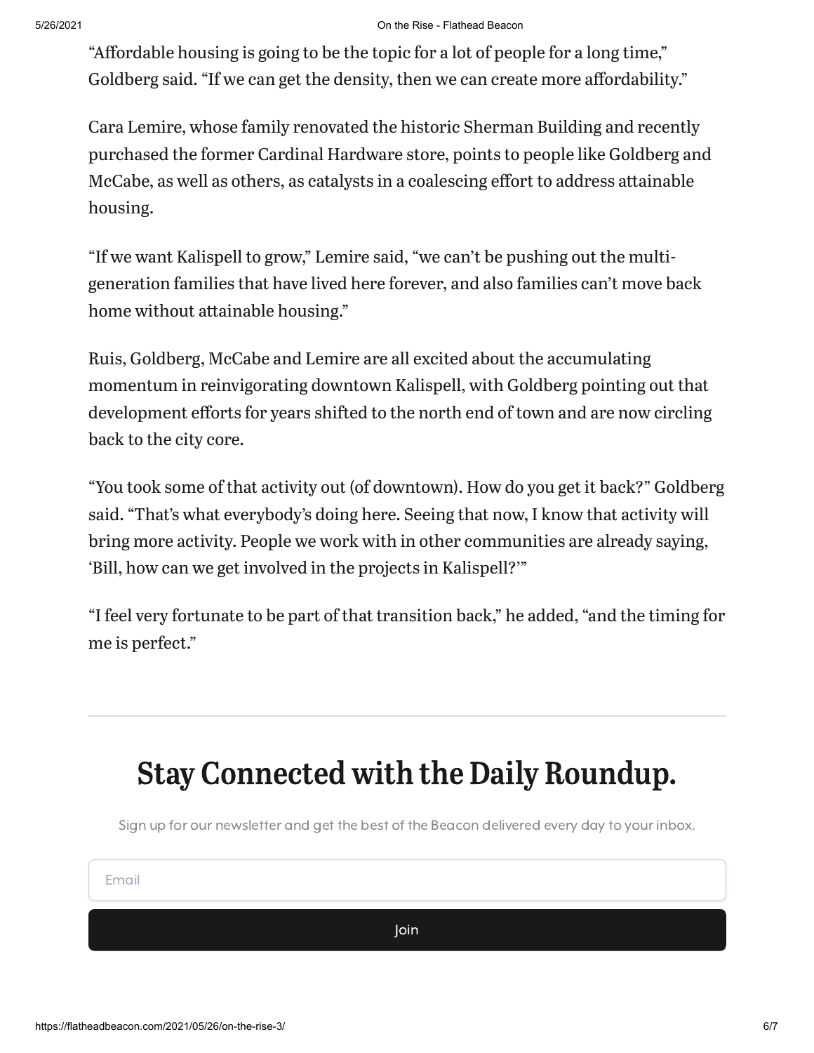"Affordable housing is going to be the topic for a lot of people for a long time," Goldberg said. "If we can get the density, then we can create more affordability."

Cara Lemire, whose family renovated the historic Sherman Building and recently purchased the former Cardinal Hardware store, points to people like Goldberg and McCabe, as well as others, as catalysts in a coalescing effort to address attainable housing.

"If we want Kalispell to grow," Lemire said, "we can't be pushing out the multi-generation families that have lived here forever, and also families can't move back home without attainable housing."

Ruis, Goldberg, McCabe and Lemire are all excited about the accumulating momentum in reinvigorating downtown Kalispell, with Goldberg pointing out that development efforts for years shifted to the north end of town and are now circling back to the city core.

"You took some of that activity out (of downtown). How do you get it back?" Goldberg said. "That's what everybody's doing here. Seeing that now, I know that activity will bring more activity. People we work with in other communities are already saying, 'Bill, how can we get involved in the projects in Kalispell?'"

"I feel very fortunate to be part of that transition back," he added, "and the timing for me is perfect."

---

## Stay Connected with the Daily Roundup.

Sign up for our newsletter and get the best of the Beacon delivered every day to your inbox.

Email

Join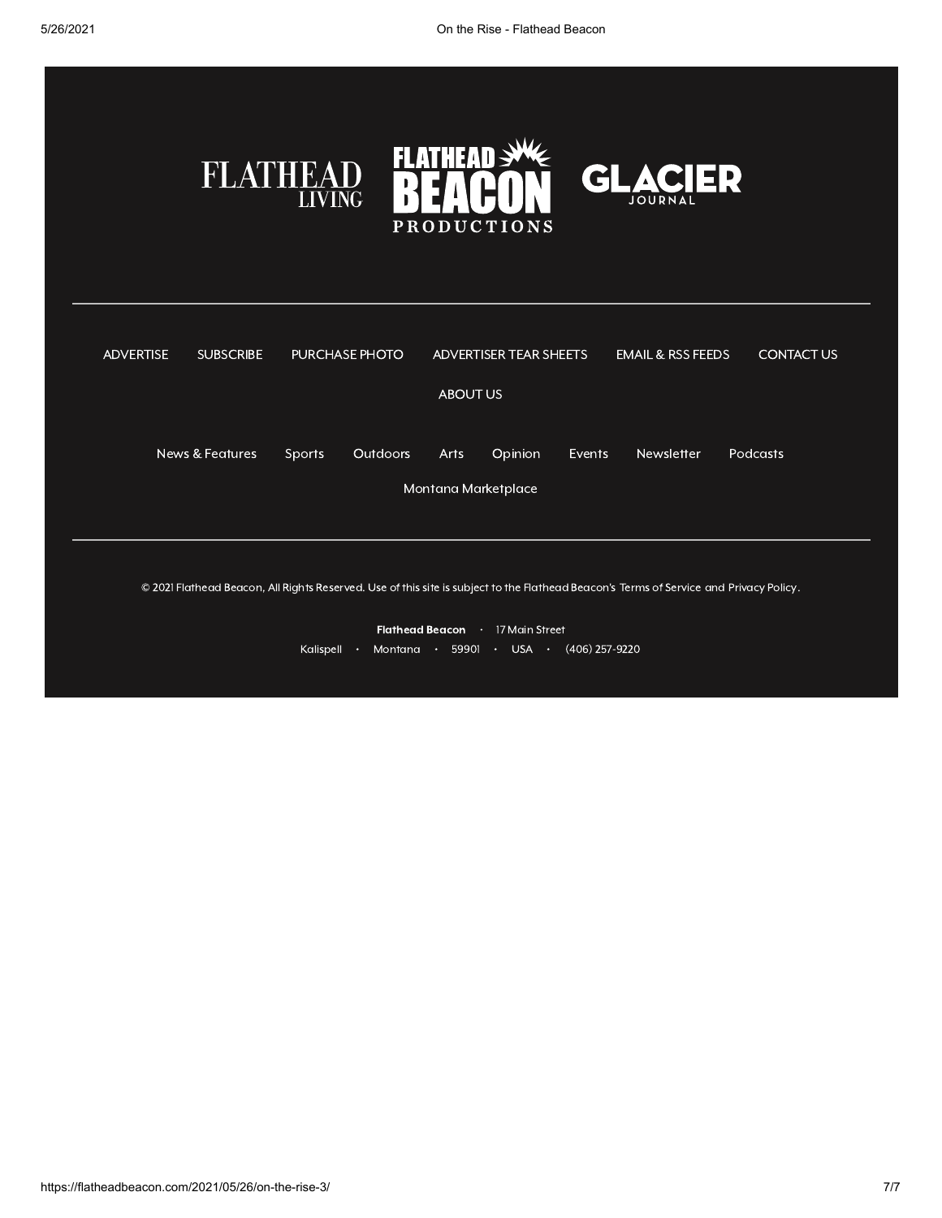FLATHEAD LIVING

FLATHEAD BEACON PRODUCTIONS

GLACIER JOURNAL

ADVERTISE SUBSCRIBE PURCHASE PHOTO ADVERTISER TEAR SHEETS EMAIL & RSS FEEDS CONTACT US

ABOUT US

News & Features Sports Outdoors Arts Opinion Events Newsletter Podcasts

Montana Marketplace

© 2021 Flathead Beacon, All Rights Reserved. Use of this site is subject to the Flathead Beacon's Terms of Service and Privacy Policy.

**Flathead Beacon** · 17 Main Street

Kalispell · Montana · 59901 · USA · (406) 257-9220